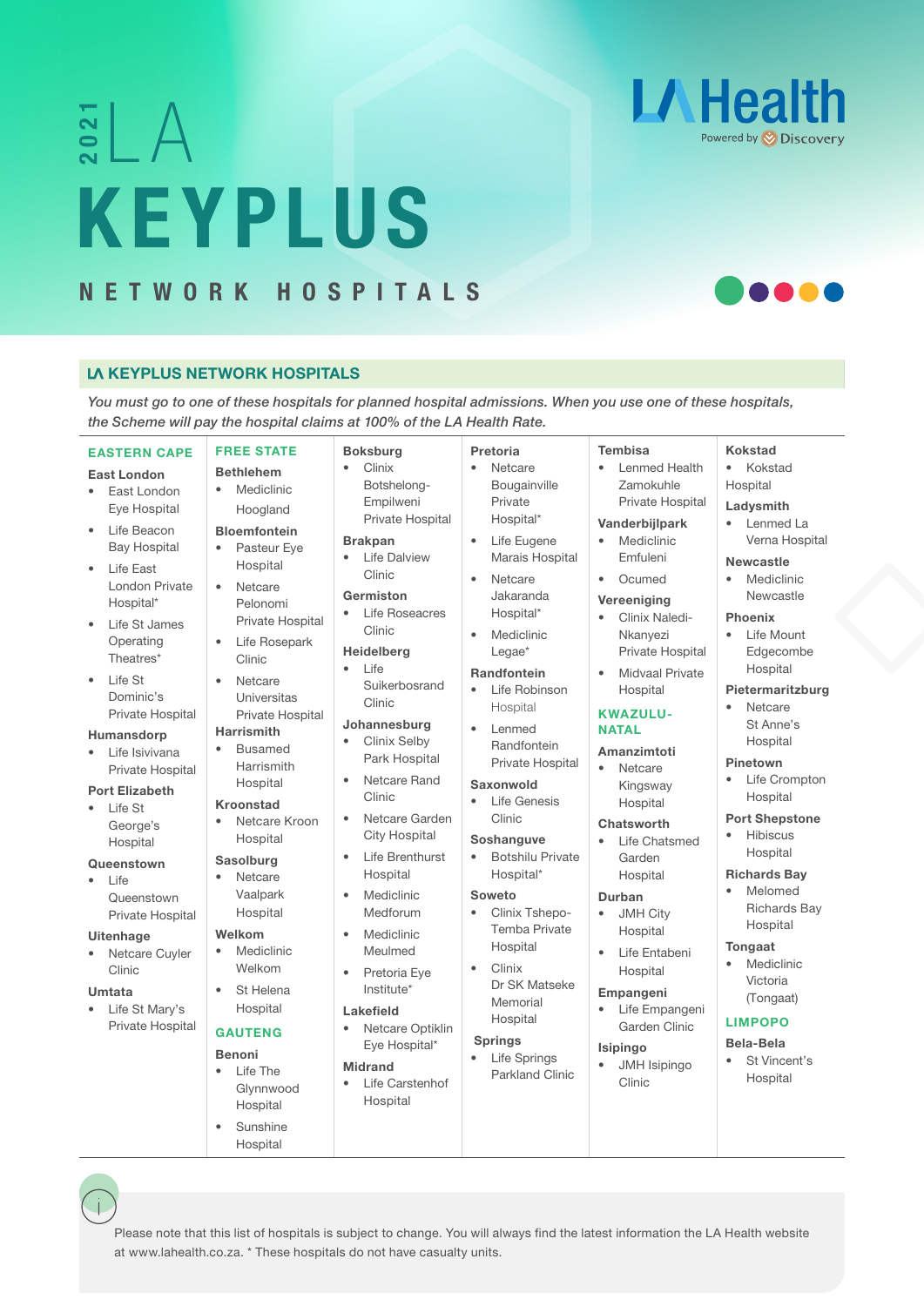# 2021 LA KEYPLUS

## NETWORK HOSPITALS

LA Health
Powered by Discovery

## LA KEYPLUS NETWORK HOSPITALS

*You must go to one of these hospitals for planned hospital admissions. When you use one of these hospitals, the Scheme will pay the hospital claims at 100% of the LA Health Rate.*

### EASTERN CAPE

**East London**
- East London Eye Hospital
- Life Beacon Bay Hospital
- Life East London Private Hospital*
- Life St James Operating Theatres*
- Life St Dominic's Private Hospital

**Humansdorp**
- Life Isivivana Private Hospital

**Port Elizabeth**
- Life St George's Hospital

**Queenstown**
- Life Queenstown Private Hospital

**Uitenhage**
- Netcare Cuyler Clinic

**Umtata**
- Life St Mary's Private Hospital

### FREE STATE

**Bethlehem**
- Mediclinic Hoogland

**Bloemfontein**
- Pasteur Eye Hospital
- Netcare Pelonomi Private Hospital
- Life Rosepark Clinic
- Netcare Universitas Private Hospital

**Harrismith**
- Busamed Harrismith Hospital

**Kroonstad**
- Netcare Kroon Hospital

**Sasolburg**
- Netcare Vaalpark Hospital

**Welkom**
- Mediclinic Welkom
- St Helena Hospital

### GAUTENG

**Benoni**
- Life The Glynnwood Hospital
- Sunshine Hospital

**Boksburg**
- Clinix Botshelong-Empilweni Private Hospital

**Brakpan**
- Life Dalview Clinic

**Germiston**
- Life Roseacres Clinic

**Heidelberg**
- Life Suikerbosrand Clinic

**Johannesburg**
- Clinix Selby Park Hospital
- Netcare Rand Clinic
- Netcare Garden City Hospital
- Life Brenthurst Hospital
- Mediclinic Medforum
- Mediclinic Meulmed
- Pretoria Eye Institute*

**Lakefield**
- Netcare Optiklin Eye Hospital*

**Midrand**
- Life Carstenhof Hospital

**Pretoria**
- Netcare Bougainville Private Hospital*
- Life Eugene Marais Hospital
- Netcare Jakaranda Hospital*
- Mediclinic Legae*

**Randfontein**
- Life Robinson Hospital
- Lenmed Randfontein Private Hospital

**Saxonwold**
- Life Genesis Clinic

**Soshanguve**
- Botshilu Private Hospital*

**Soweto**
- Clinix Tshepo-Temba Private Hospital
- Clinix Dr SK Matseke Memorial Hospital

**Springs**
- Life Springs Parkland Clinic

**Tembisa**
- Lenmed Health Zamokuhle Private Hospital

**Vanderbijlpark**
- Mediclinic Emfuleni
- Ocumed

**Vereeniging**
- Clinix Naledi-Nkanyezi Private Hospital
- Midvaal Private Hospital

### KWAZULU-NATAL

**Amanzimtoti**
- Netcare Kingsway Hospital

**Chatsworth**
- Life Chatsmed Garden Hospital

**Durban**
- JMH City Hospital
- Life Entabeni Hospital

**Empangeni**
- Life Empangeni Garden Clinic

**Isipingo**
- JMH Isipingo Clinic

**Kokstad**
- Kokstad Hospital

**Ladysmith**
- Lenmed La Verna Hospital

**Newcastle**
- Mediclinic Newcastle

**Phoenix**
- Life Mount Edgecombe Hospital

**Pietermaritzburg**
- Netcare St Anne's Hospital

**Pinetown**
- Life Crompton Hospital

**Port Shepstone**
- Hibiscus Hospital

**Richards Bay**
- Melomed Richards Bay Hospital

**Tongaat**
- Mediclinic Victoria (Tongaat)

### LIMPOPO

**Bela-Bela**
- St Vincent's Hospital

Please note that this list of hospitals is subject to change. You will always find the latest information the LA Health website at www.lahealth.co.za. * These hospitals do not have casualty units.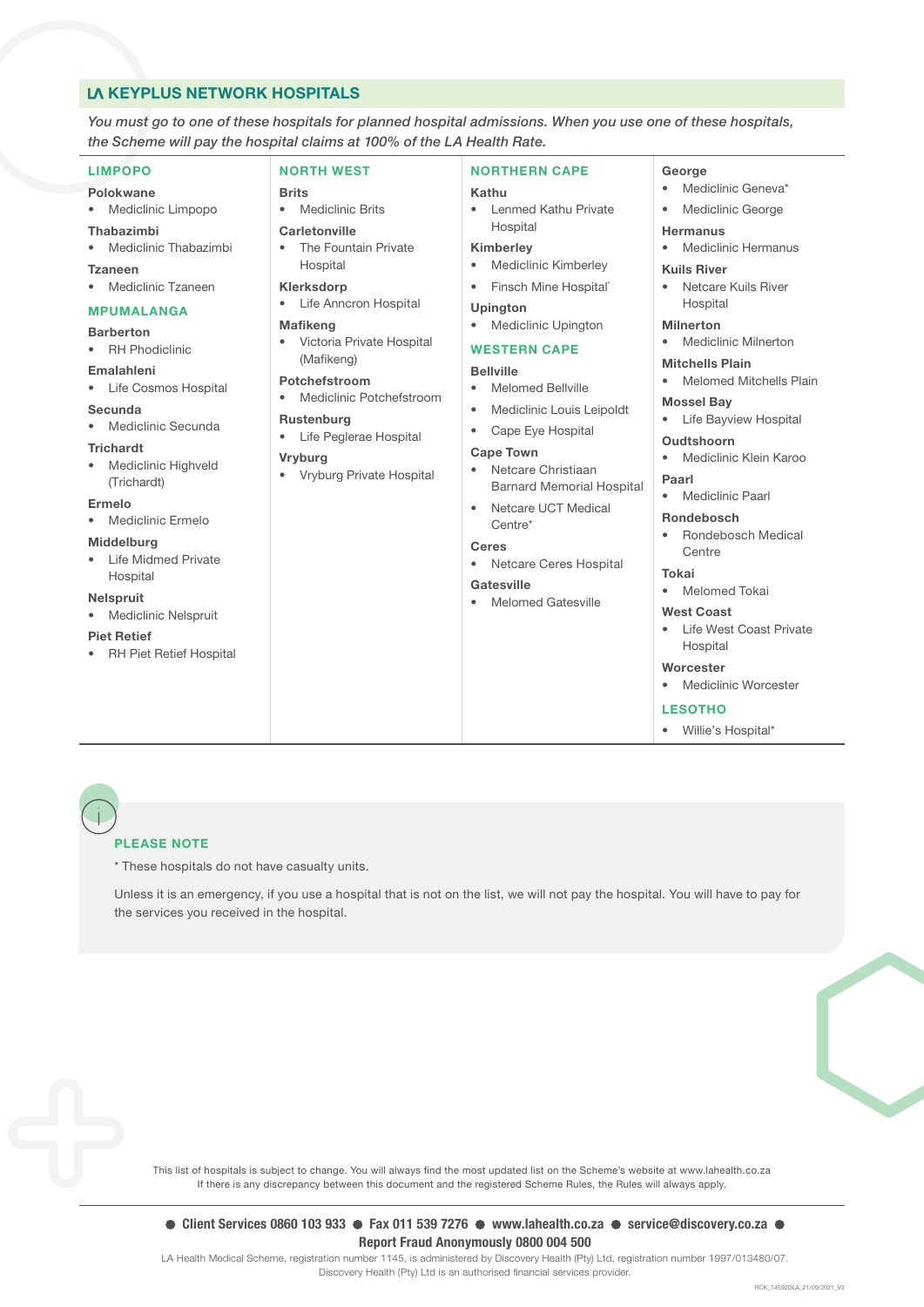## LA KEYPLUS NETWORK HOSPITALS

*You must go to one of these hospitals for planned hospital admissions. When you use one of these hospitals, the Scheme will pay the hospital claims at 100% of the LA Health Rate.*

### LIMPOPO

**Polokwane**
- Mediclinic Limpopo

**Thabazimbi**
- Mediclinic Thabazimbi

**Tzaneen**
- Mediclinic Tzaneen

### MPUMALANGA

**Barberton**
- RH Phodiclinic

**Emalahleni**
- Life Cosmos Hospital

**Secunda**
- Mediclinic Secunda

**Trichardt**
- Mediclinic Highveld (Trichardt)

**Ermelo**
- Mediclinic Ermelo

**Middelburg**
- Life Midmed Private Hospital

**Nelspruit**
- Mediclinic Nelspruit

**Piet Retief**
- RH Piet Retief Hospital

### NORTH WEST

**Brits**
- Mediclinic Brits

**Carletonville**
- The Fountain Private Hospital

**Klerksdorp**
- Life Anncron Hospital

**Mafikeng**
- Victoria Private Hospital (Mafikeng)

**Potchefstroom**
- Mediclinic Potchefstroom

**Rustenburg**
- Life Peglerae Hospital

**Vryburg**
- Vryburg Private Hospital

### NORTHERN CAPE

**Kathu**
- Lenmed Kathu Private Hospital

**Kimberley**
- Mediclinic Kimberley
- Finsch Mine Hospital*

**Upington**
- Mediclinic Upington

### WESTERN CAPE

**Bellville**
- Melomed Bellville
- Mediclinic Louis Leipoldt
- Cape Eye Hospital

**Cape Town**
- Netcare Christiaan Barnard Memorial Hospital
- Netcare UCT Medical Centre*

**Ceres**
- Netcare Ceres Hospital

**Gatesville**
- Melomed Gatesville

**George**
- Mediclinic Geneva*
- Mediclinic George

**Hermanus**
- Mediclinic Hermanus

**Kuils River**
- Netcare Kuils River Hospital

**Milnerton**
- Mediclinic Milnerton

**Mitchells Plain**
- Melomed Mitchells Plain

**Mossel Bay**
- Life Bayview Hospital

**Oudtshoorn**
- Mediclinic Klein Karoo

**Paarl**
- Mediclinic Paarl

**Rondebosch**
- Rondebosch Medical Centre

**Tokai**
- Melomed Tokai

**West Coast**
- Life West Coast Private Hospital

**Worcester**
- Mediclinic Worcester

### LESOTHO

- Willie's Hospital*

**PLEASE NOTE**

* These hospitals do not have casualty units.

Unless it is an emergency, if you use a hospital that is not on the list, we will not pay the hospital. You will have to pay for the services you received in the hospital.

This list of hospitals is subject to change. You will always find the most updated list on the Scheme's website at www.lahealth.co.za
If there is any discrepancy between this document and the registered Scheme Rules, the Rules will always apply.

**Client Services 0860 103 933 ● Fax 011 539 7276 ● www.lahealth.co.za ● service@discovery.co.za**
**Report Fraud Anonymously 0800 004 500**

LA Health Medical Scheme, registration number 1145, is administered by Discovery Health (Pty) Ltd, registration number 1997/013480/07. Discovery Health (Pty) Ltd is an authorised financial services provider.

RCK_74592DLA_21/09/2021_V3